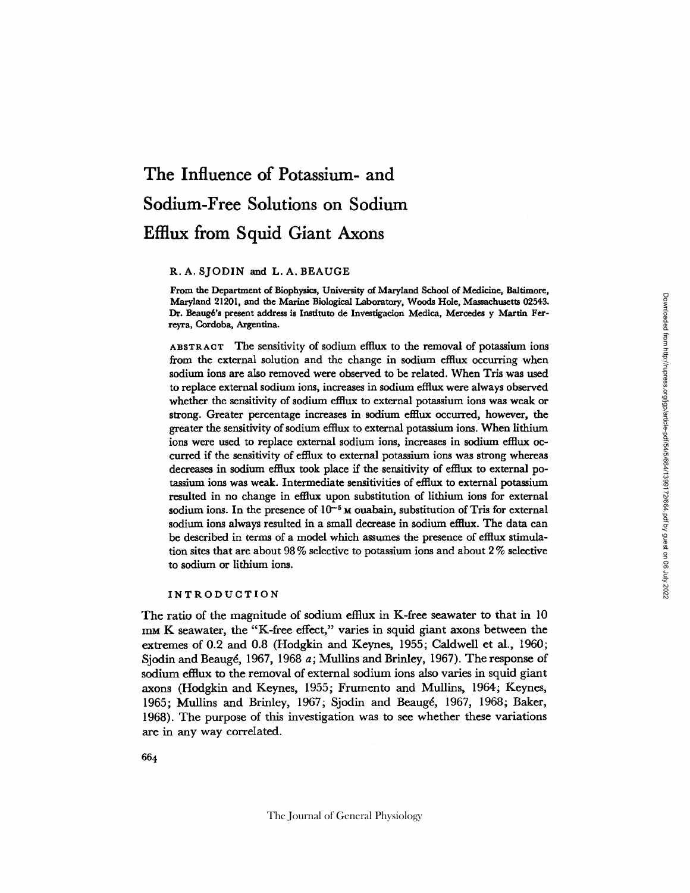# The Influence of Potassium- and Sodium-Free Solutions on Sodium Efflux from Squid Giant Axons

R. A. SJODIN and L. A. BEAUGE

From the Department of Biophysics, University of Maryland School of Medicine, Baltimore, Maryland 21201, and the Marine Biological Laboratory, Woods Hole, Massachusetts 02543. Dr. Beaugé's present address is Instituto de Investigacion Medica, Mercedes y Martin Ferreyra, Cordoba, Argentina.

ABSTRACT The sensitivity of sodium efflux to the removal of potassium ions from the external solution and the change in sodium efflux occurring when sodium ions are also removed were observed to be related. When Tris was used to replace external sodium ions, increases in sodium efflux were always observed whether the sensitivity of sodium efflux to external potassium ions was weak or strong. Greater percentage increases in sodium efflux occurred, however, the greater the sensitivity of sodium efflux to external potassium ions. When lithium ions were used to replace external sodium ions, increases in sodium efflux occurred if the sensitivity of efflux to external potassium ions was strong whereas decreases in sodium efflux took place if the sensitivity of efflux to external potassium ions was weak. Intermediate sensitivities of efflux to external potassium resulted in no change in efflux upon substitution of lithium ions for external sodium ions. In the presence of $10^{-5}$ M ouabain, substitution of Tris for external sodium ions always resulted in a small decrease in sodium efflux. The data can be described in terms of a model which assumes the presence of efflux stimulation sites that are about 98% selective to potassium ions and about 2% selective to sodium or lithium ions.

## INTRODUCTION

The ratio of the magnitude of sodium efflux in K-free seawater to that in 10 mM K seawater, the "K-free effect," varies in squid giant axons between the extremes of 0.2 and 0.8 (Hodgkin and Keynes, 1955; Caldwell et al., 1960; Sjodin and Beaugé, 1967, 1968 *a*; Mullins and Brinley, 1967). The response of sodium efflux to the removal of external sodium ions also varies in squid giant axons (Hodgkin and Keynes, 1955; Frumento and Mullins, 1964; Keynes, 1965; Mullins and Brinley, 1967; Sjodin and Beaugé, 1967, 1968; Baker, 1968). The purpose of this investigation was to see whether these variations are in any way correlated.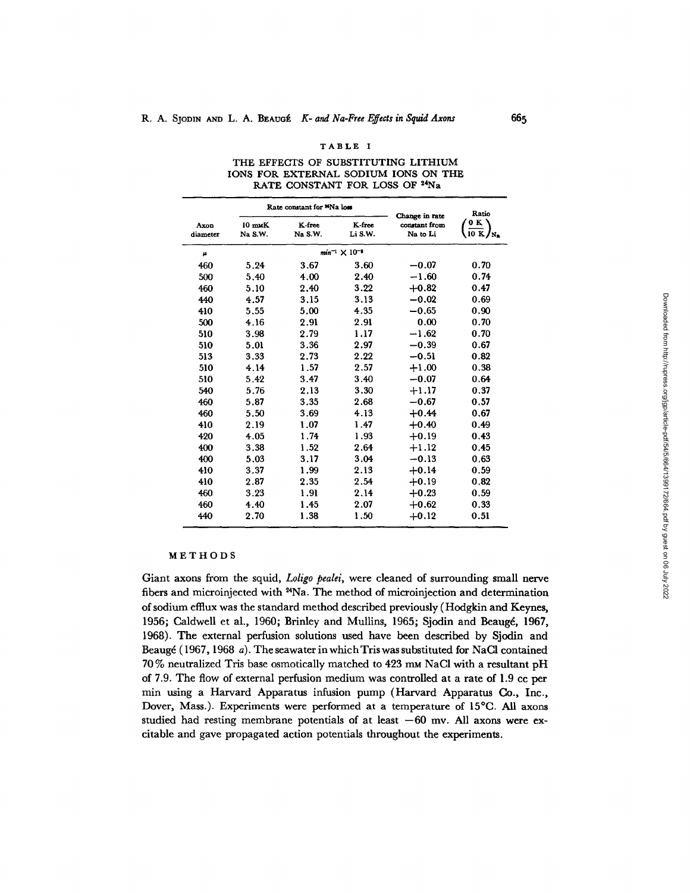TABLE I

THE EFFECTS OF SUBSTITUTING LITHIUM IONS FOR EXTERNAL SODIUM IONS ON THE RATE CONSTANT FOR LOSS OF $^{24}$Na

| Axon diameter | Rate constant for $^{24}$Na loss | | | Change in rate constant from Na to Li | Ratio $\left(\frac{0\ K}{10\ K}\right)_{Na}$ |
|---|---|---|---|---|---|
| | 10 mM K Na S.W. | K-free Na S.W. | K-free Li S.W. | | |
| $\mu$ | $min^{-1} \times 10^{-3}$ | | | | |
| 460 | 5.24 | 3.67 | 3.60 | −0.07 | 0.70 |
| 500 | 5.40 | 4.00 | 2.40 | −1.60 | 0.74 |
| 460 | 5.10 | 2.40 | 3.22 | +0.82 | 0.47 |
| 440 | 4.57 | 3.15 | 3.13 | −0.02 | 0.69 |
| 410 | 5.55 | 5.00 | 4.35 | −0.65 | 0.90 |
| 500 | 4.16 | 2.91 | 2.91 | 0.00 | 0.70 |
| 510 | 3.98 | 2.79 | 1.17 | −1.62 | 0.70 |
| 510 | 5.01 | 3.36 | 2.97 | −0.39 | 0.67 |
| 513 | 3.33 | 2.73 | 2.22 | −0.51 | 0.82 |
| 510 | 4.14 | 1.57 | 2.57 | +1.00 | 0.38 |
| 510 | 5.42 | 3.47 | 3.40 | −0.07 | 0.64 |
| 540 | 5.76 | 2.13 | 3.30 | +1.17 | 0.37 |
| 460 | 5.87 | 3.35 | 2.68 | −0.67 | 0.57 |
| 460 | 5.50 | 3.69 | 4.13 | +0.44 | 0.67 |
| 410 | 2.19 | 1.07 | 1.47 | +0.40 | 0.49 |
| 420 | 4.05 | 1.74 | 1.93 | +0.19 | 0.43 |
| 400 | 3.38 | 1.52 | 2.64 | +1.12 | 0.45 |
| 400 | 5.03 | 3.17 | 3.04 | −0.13 | 0.63 |
| 410 | 3.37 | 1.99 | 2.13 | +0.14 | 0.59 |
| 410 | 2.87 | 2.35 | 2.54 | +0.19 | 0.82 |
| 460 | 3.23 | 1.91 | 2.14 | +0.23 | 0.59 |
| 460 | 4.40 | 1.45 | 2.07 | +0.62 | 0.33 |
| 440 | 2.70 | 1.38 | 1.50 | +0.12 | 0.51 |

## METHODS

Giant axons from the squid, *Loligo pealei*, were cleaned of surrounding small nerve fibers and microinjected with $^{24}$Na. The method of microinjection and determination of sodium efflux was the standard method described previously (Hodgkin and Keynes, 1956; Caldwell et al., 1960; Brinley and Mullins, 1965; Sjodin and Beaugé, 1967, 1968). The external perfusion solutions used have been described by Sjodin and Beaugé (1967, 1968 *a*). The seawater in which Tris was substituted for NaCl contained 70% neutralized Tris base osmotically matched to 423 mM NaCl with a resultant pH of 7.9. The flow of external perfusion medium was controlled at a rate of 1.9 cc per min using a Harvard Apparatus infusion pump (Harvard Apparatus Co., Inc., Dover, Mass.). Experiments were performed at a temperature of 15°C. All axons studied had resting membrane potentials of at least −60 mv. All axons were excitable and gave propagated action potentials throughout the experiments.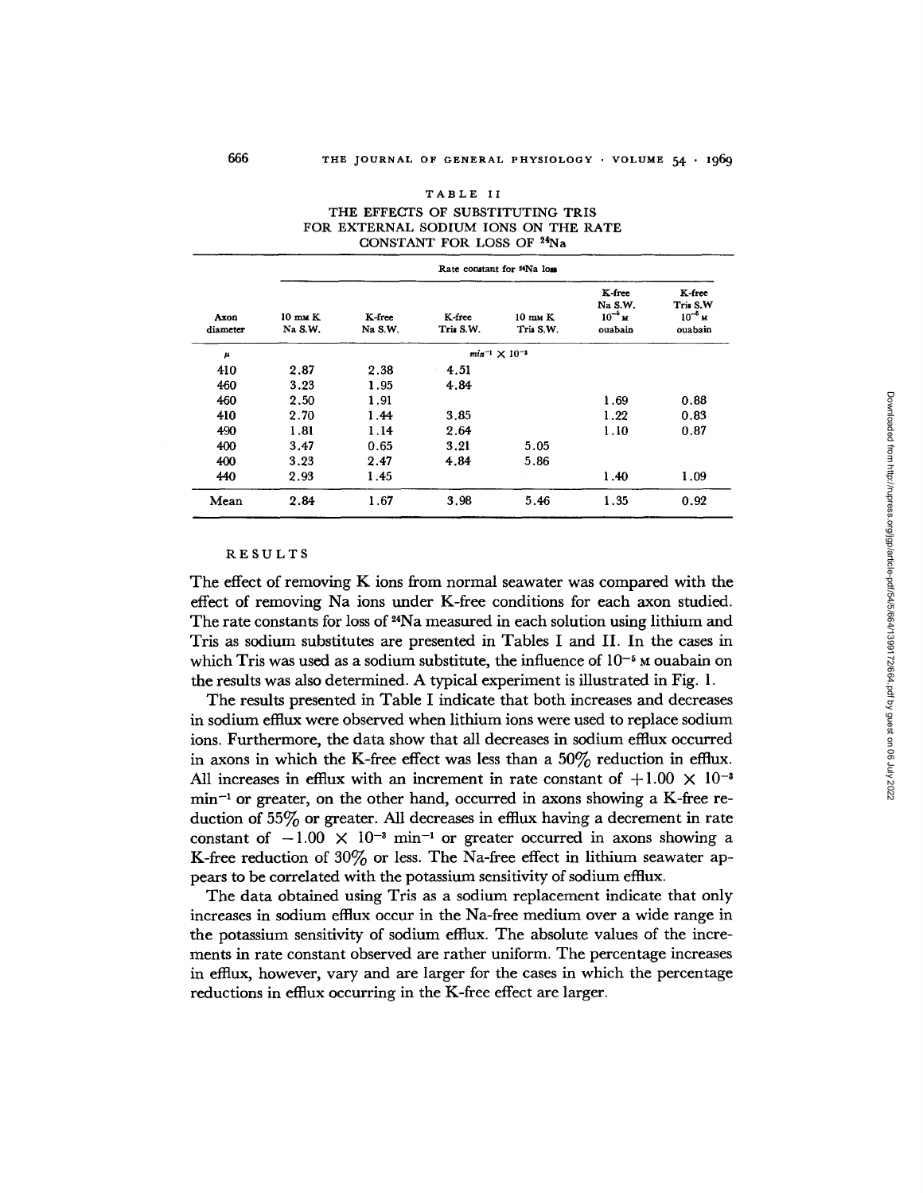TABLE II

THE EFFECTS OF SUBSTITUTING TRIS FOR EXTERNAL SODIUM IONS ON THE RATE CONSTANT FOR LOSS OF $^{24}$Na

| Axon diameter | Rate constant for $^{24}$Na loss | | | | | |
|---|---|---|---|---|---|---|
| | 10 mM K Na S.W. | K-free Na S.W. | K-free Tris S.W. | 10 mM K Tris S.W. | K-free Na S.W. $10^{-5}$ M ouabain | K-free Tris S.W. $10^{-5}$ M ouabain |
| $\mu$ | $min^{-1} \times 10^{-3}$ | | | | | |
| 410 | 2.87 | 2.38 | 4.51 | | | |
| 460 | 3.23 | 1.95 | 4.84 | | | |
| 460 | 2.50 | 1.91 | | | 1.69 | 0.88 |
| 410 | 2.70 | 1.44 | 3.85 | | 1.22 | 0.83 |
| 490 | 1.81 | 1.14 | 2.64 | | 1.10 | 0.87 |
| 400 | 3.47 | 0.65 | 3.21 | 5.05 | | |
| 400 | 3.23 | 2.47 | 4.84 | 5.86 | | |
| 440 | 2.93 | 1.45 | | | 1.40 | 1.09 |
| Mean | 2.84 | 1.67 | 3.98 | 5.46 | 1.35 | 0.92 |

## RESULTS

The effect of removing K ions from normal seawater was compared with the effect of removing Na ions under K-free conditions for each axon studied. The rate constants for loss of $^{24}$Na measured in each solution using lithium and Tris as sodium substitutes are presented in Tables I and II. In the cases in which Tris was used as a sodium substitute, the influence of $10^{-5}$ M ouabain on the results was also determined. A typical experiment is illustrated in Fig. 1.

The results presented in Table I indicate that both increases and decreases in sodium efflux were observed when lithium ions were used to replace sodium ions. Furthermore, the data show that all decreases in sodium efflux occurred in axons in which the K-free effect was less than a 50% reduction in efflux. All increases in efflux with an increment in rate constant of $+1.00 \times 10^{-3}$ $min^{-1}$ or greater, on the other hand, occurred in axons showing a K-free reduction of 55% or greater. All decreases in efflux having a decrement in rate constant of $-1.00 \times 10^{-3}$ $min^{-1}$ or greater occurred in axons showing a K-free reduction of 30% or less. The Na-free effect in lithium seawater appears to be correlated with the potassium sensitivity of sodium efflux.

The data obtained using Tris as a sodium replacement indicate that only increases in sodium efflux occur in the Na-free medium over a wide range in the potassium sensitivity of sodium efflux. The absolute values of the increments in rate constant observed are rather uniform. The percentage increases in efflux, however, vary and are larger for the cases in which the percentage reductions in efflux occurring in the K-free effect are larger.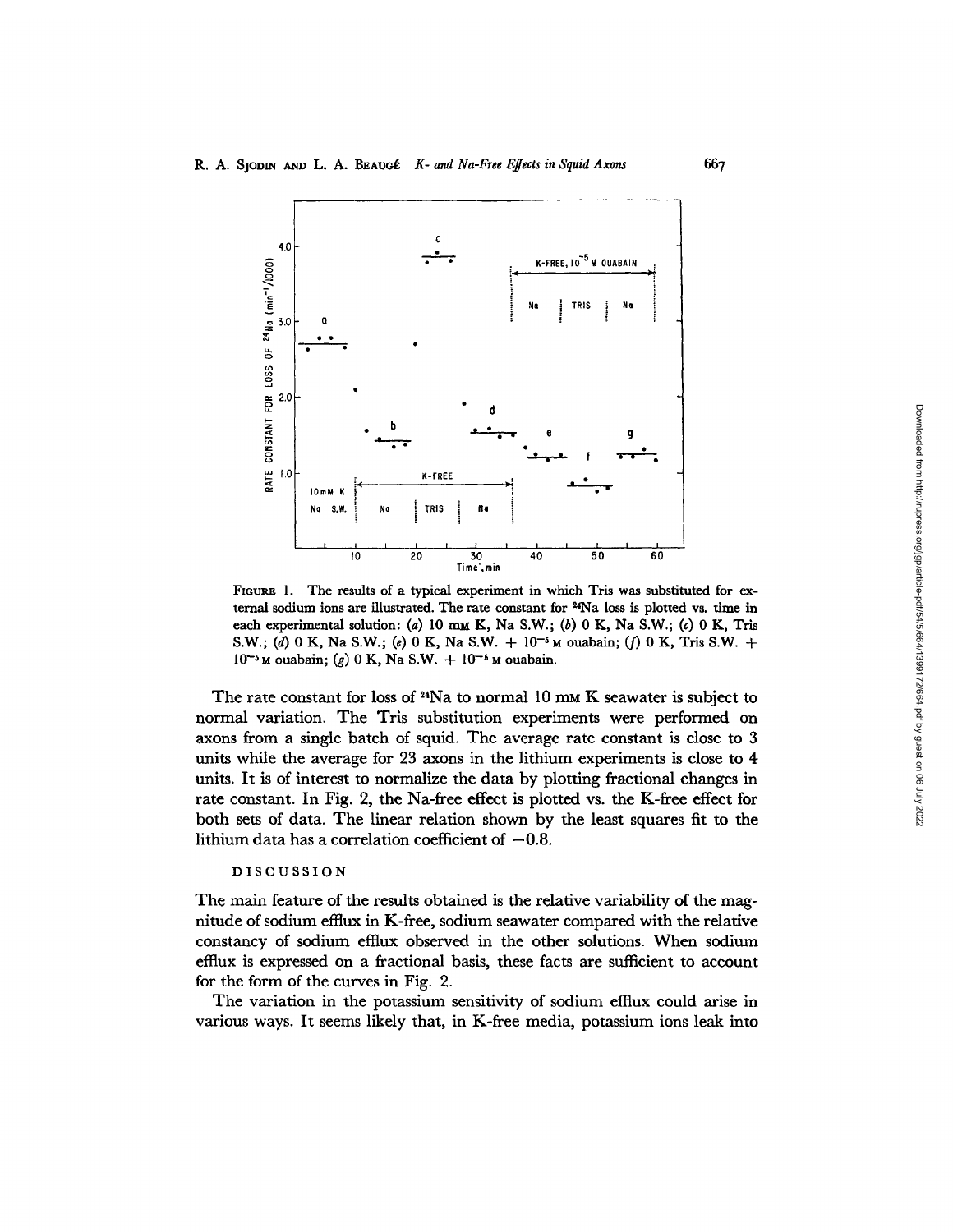FIGURE 1. The results of a typical experiment in which Tris was substituted for external sodium ions are illustrated. The rate constant for $^{24}$Na loss is plotted vs. time in each experimental solution: (*a*) 10 mM K, Na S.W.; (*b*) 0 K, Na S.W.; (*c*) 0 K, Tris S.W.; (*d*) 0 K, Na S.W.; (*e*) 0 K, Na S.W. + $10^{-5}$ M ouabain; (*f*) 0 K, Tris S.W. + $10^{-5}$ M ouabain; (*g*) 0 K, Na S.W. + $10^{-5}$ M ouabain.

The rate constant for loss of $^{24}$Na to normal 10 mM K seawater is subject to normal variation. The Tris substitution experiments were performed on axons from a single batch of squid. The average rate constant is close to 3 units while the average for 23 axons in the lithium experiments is close to 4 units. It is of interest to normalize the data by plotting fractional changes in rate constant. In Fig. 2, the Na-free effect is plotted vs. the K-free effect for both sets of data. The linear relation shown by the least squares fit to the lithium data has a correlation coefficient of $-0.8$.

## DISCUSSION

The main feature of the results obtained is the relative variability of the magnitude of sodium efflux in K-free, sodium seawater compared with the relative constancy of sodium efflux observed in the other solutions. When sodium efflux is expressed on a fractional basis, these facts are sufficient to account for the form of the curves in Fig. 2.

The variation in the potassium sensitivity of sodium efflux could arise in various ways. It seems likely that, in K-free media, potassium ions leak into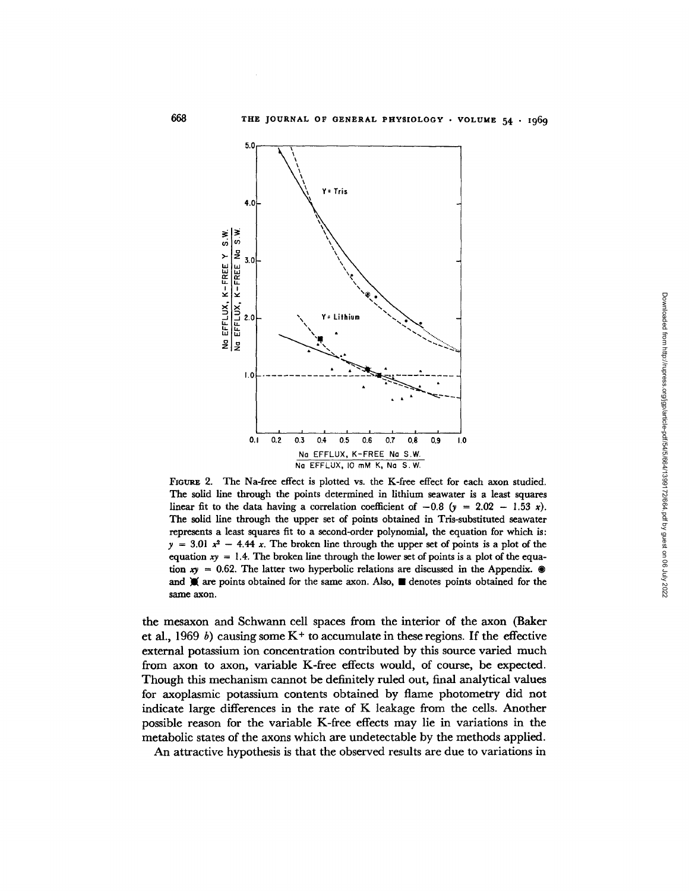FIGURE 2. The Na-free effect is plotted vs. the K-free effect for each axon studied. The solid line through the points determined in lithium seawater is a least squares linear fit to the data having a correlation coefficient of $-0.8$ ($y = 2.02 - 1.53\ x$). The solid line through the upper set of points obtained in Tris-substituted seawater represents a least squares fit to a second-order polynomial, the equation for which is: $y = 3.01\ x^2 - 4.44\ x$. The broken line through the upper set of points is a plot of the equation $xy = 1.4$. The broken line through the lower set of points is a plot of the equation $xy = 0.62$. The latter two hyperbolic relations are discussed in the Appendix. ◉ and ✱ are points obtained for the same axon. Also, ■ denotes points obtained for the same axon.

the mesaxon and Schwann cell spaces from the interior of the axon (Baker et al., 1969 *b*) causing some $K^+$ to accumulate in these regions. If the effective external potassium ion concentration contributed by this source varied much from axon to axon, variable K-free effects would, of course, be expected. Though this mechanism cannot be definitely ruled out, final analytical values for axoplasmic potassium contents obtained by flame photometry did not indicate large differences in the rate of K leakage from the cells. Another possible reason for the variable K-free effects may lie in variations in the metabolic states of the axons which are undetectable by the methods applied.

An attractive hypothesis is that the observed results are due to variations in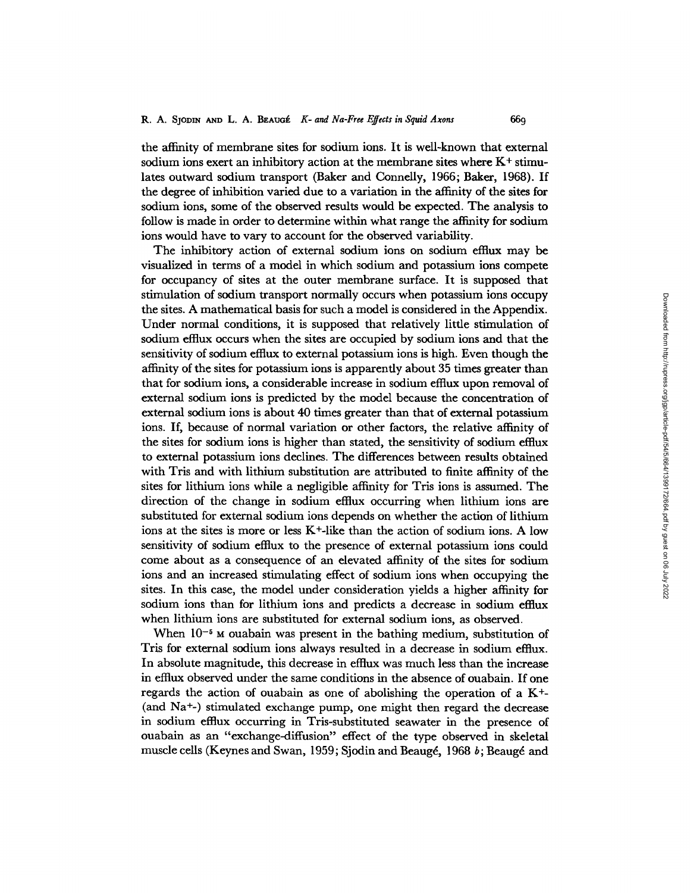the affinity of membrane sites for sodium ions. It is well-known that external sodium ions exert an inhibitory action at the membrane sites where $K^+$ stimulates outward sodium transport (Baker and Connelly, 1966; Baker, 1968). If the degree of inhibition varied due to a variation in the affinity of the sites for sodium ions, some of the observed results would be expected. The analysis to follow is made in order to determine within what range the affinity for sodium ions would have to vary to account for the observed variability.

The inhibitory action of external sodium ions on sodium efflux may be visualized in terms of a model in which sodium and potassium ions compete for occupancy of sites at the outer membrane surface. It is supposed that stimulation of sodium transport normally occurs when potassium ions occupy the sites. A mathematical basis for such a model is considered in the Appendix. Under normal conditions, it is supposed that relatively little stimulation of sodium efflux occurs when the sites are occupied by sodium ions and that the sensitivity of sodium efflux to external potassium ions is high. Even though the affinity of the sites for potassium ions is apparently about 35 times greater than that for sodium ions, a considerable increase in sodium efflux upon removal of external sodium ions is predicted by the model because the concentration of external sodium ions is about 40 times greater than that of external potassium ions. If, because of normal variation or other factors, the relative affinity of the sites for sodium ions is higher than stated, the sensitivity of sodium efflux to external potassium ions declines. The differences between results obtained with Tris and with lithium substitution are attributed to finite affinity of the sites for lithium ions while a negligible affinity for Tris ions is assumed. The direction of the change in sodium efflux occurring when lithium ions are substituted for external sodium ions depends on whether the action of lithium ions at the sites is more or less $K^+$-like than the action of sodium ions. A low sensitivity of sodium efflux to the presence of external potassium ions could come about as a consequence of an elevated affinity of the sites for sodium ions and an increased stimulating effect of sodium ions when occupying the sites. In this case, the model under consideration yields a higher affinity for sodium ions than for lithium ions and predicts a decrease in sodium efflux when lithium ions are substituted for external sodium ions, as observed.

When $10^{-5}$ M ouabain was present in the bathing medium, substitution of Tris for external sodium ions always resulted in a decrease in sodium efflux. In absolute magnitude, this decrease in efflux was much less than the increase in efflux observed under the same conditions in the absence of ouabain. If one regards the action of ouabain as one of abolishing the operation of a $K^+$- (and $Na^+$-) stimulated exchange pump, one might then regard the decrease in sodium efflux occurring in Tris-substituted seawater in the presence of ouabain as an "exchange-diffusion" effect of the type observed in skeletal muscle cells (Keynes and Swan, 1959; Sjodin and Beaugé, 1968 *b*; Beaugé and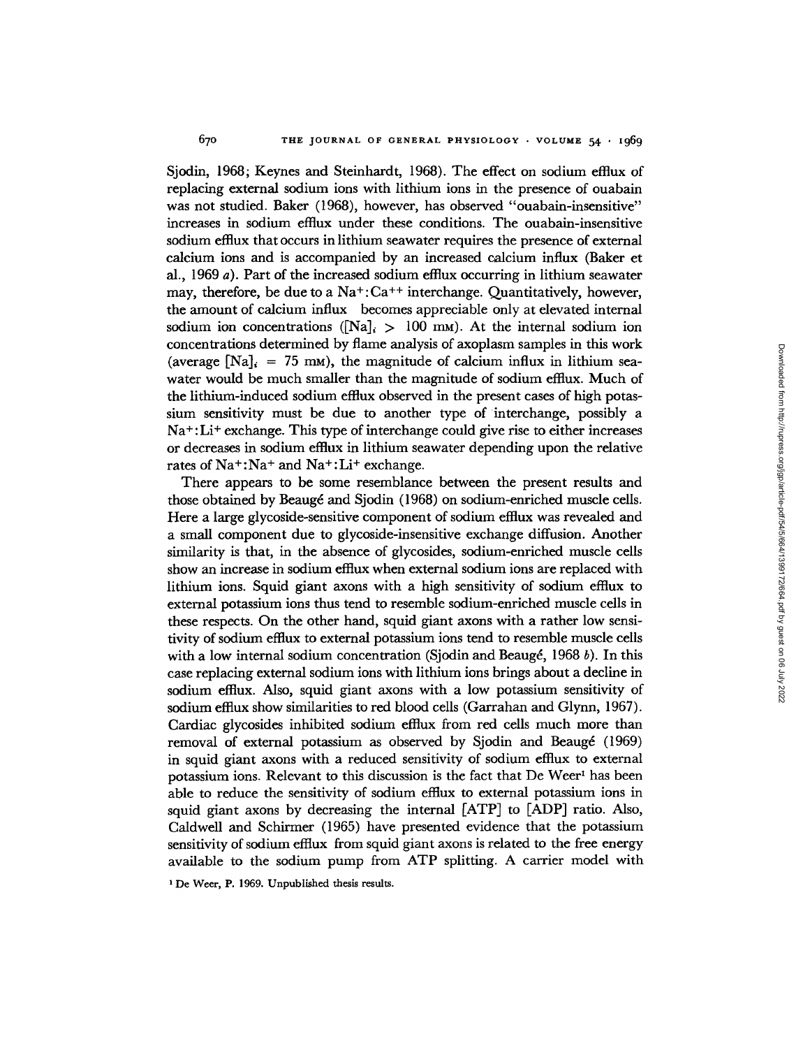Sjodin, 1968; Keynes and Steinhardt, 1968). The effect on sodium efflux of replacing external sodium ions with lithium ions in the presence of ouabain was not studied. Baker (1968), however, has observed "ouabain-insensitive" increases in sodium efflux under these conditions. The ouabain-insensitive sodium efflux that occurs in lithium seawater requires the presence of external calcium ions and is accompanied by an increased calcium influx (Baker et al., 1969 *a*). Part of the increased sodium efflux occurring in lithium seawater may, therefore, be due to a $Na^+:Ca^{++}$ interchange. Quantitatively, however, the amount of calcium influx becomes appreciable only at elevated internal sodium ion concentrations ($[Na]_i > 100$ mM). At the internal sodium ion concentrations determined by flame analysis of axoplasm samples in this work (average $[Na]_i = 75$ mM), the magnitude of calcium influx in lithium seawater would be much smaller than the magnitude of sodium efflux. Much of the lithium-induced sodium efflux observed in the present cases of high potassium sensitivity must be due to another type of interchange, possibly a $Na^+:Li^+$ exchange. This type of interchange could give rise to either increases or decreases in sodium efflux in lithium seawater depending upon the relative rates of $Na^+:Na^+$ and $Na^+:Li^+$ exchange.

There appears to be some resemblance between the present results and those obtained by Beaugé and Sjodin (1968) on sodium-enriched muscle cells. Here a large glycoside-sensitive component of sodium efflux was revealed and a small component due to glycoside-insensitive exchange diffusion. Another similarity is that, in the absence of glycosides, sodium-enriched muscle cells show an increase in sodium efflux when external sodium ions are replaced with lithium ions. Squid giant axons with a high sensitivity of sodium efflux to external potassium ions thus tend to resemble sodium-enriched muscle cells in these respects. On the other hand, squid giant axons with a rather low sensitivity of sodium efflux to external potassium ions tend to resemble muscle cells with a low internal sodium concentration (Sjodin and Beaugé, 1968 *b*). In this case replacing external sodium ions with lithium ions brings about a decline in sodium efflux. Also, squid giant axons with a low potassium sensitivity of sodium efflux show similarities to red blood cells (Garrahan and Glynn, 1967). Cardiac glycosides inhibited sodium efflux from red cells much more than removal of external potassium as observed by Sjodin and Beaugé (1969) in squid giant axons with a reduced sensitivity of sodium efflux to external potassium ions. Relevant to this discussion is the fact that De Weer[1] has been able to reduce the sensitivity of sodium efflux to external potassium ions in squid giant axons by decreasing the internal [ATP] to [ADP] ratio. Also, Caldwell and Schirmer (1965) have presented evidence that the potassium sensitivity of sodium efflux from squid giant axons is related to the free energy available to the sodium pump from ATP splitting. A carrier model with

[1] De Weer, P. 1969. Unpublished thesis results.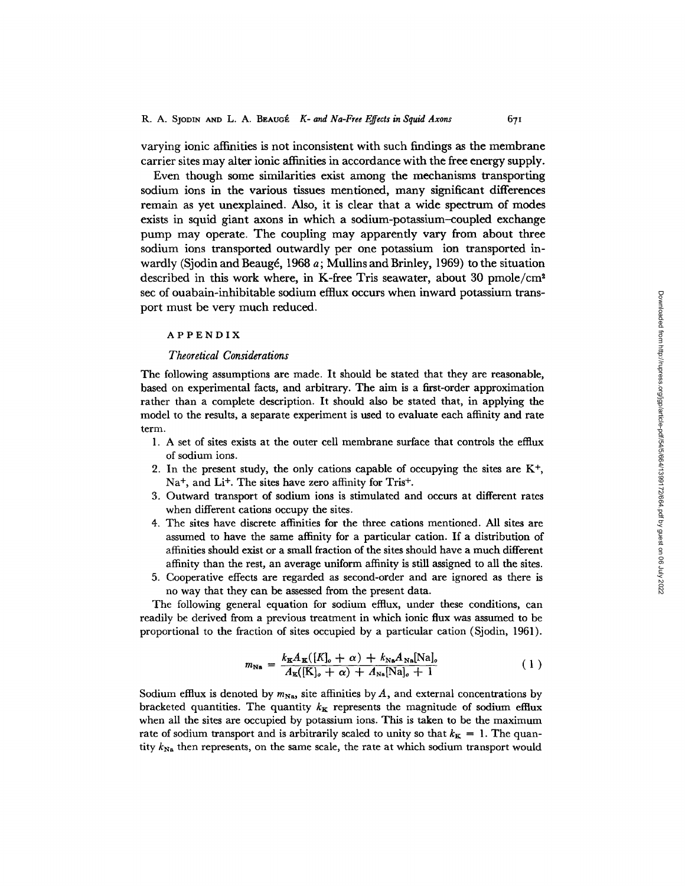varying ionic affinities is not inconsistent with such findings as the membrane carrier sites may alter ionic affinities in accordance with the free energy supply.

Even though some similarities exist among the mechanisms transporting sodium ions in the various tissues mentioned, many significant differences remain as yet unexplained. Also, it is clear that a wide spectrum of modes exists in squid giant axons in which a sodium-potassium–coupled exchange pump may operate. The coupling may apparently vary from about three sodium ions transported outwardly per one potassium ion transported inwardly (Sjodin and Beaugé, 1968 *a*; Mullins and Brinley, 1969) to the situation described in this work where, in K-free Tris seawater, about 30 pmole/cm$^2$ sec of ouabain-inhibitable sodium efflux occurs when inward potassium transport must be very much reduced.

## APPENDIX

### *Theoretical Considerations*

The following assumptions are made. It should be stated that they are reasonable, based on experimental facts, and arbitrary. The aim is a first-order approximation rather than a complete description. It should also be stated that, in applying the model to the results, a separate experiment is used to evaluate each affinity and rate term.

1. A set of sites exists at the outer cell membrane surface that controls the efflux of sodium ions.
2. In the present study, the only cations capable of occupying the sites are $K^+$, $Na^+$, and $Li^+$. The sites have zero affinity for $Tris^+$.
3. Outward transport of sodium ions is stimulated and occurs at different rates when different cations occupy the sites.
4. The sites have discrete affinities for the three cations mentioned. All sites are assumed to have the same affinity for a particular cation. If a distribution of affinities should exist or a small fraction of the sites should have a much different affinity than the rest, an average uniform affinity is still assigned to all the sites.
5. Cooperative effects are regarded as second-order and are ignored as there is no way that they can be assessed from the present data.

The following general equation for sodium efflux, under these conditions, can readily be derived from a previous treatment in which ionic flux was assumed to be proportional to the fraction of sites occupied by a particular cation (Sjodin, 1961).

$$m_{\text{Na}} = \frac{k_{\text{K}}A_{\text{K}}([\text{K}]_o + \alpha) + k_{\text{Na}}A_{\text{Na}}[\text{Na}]_o}{A_{\text{K}}([\text{K}]_o + \alpha) + A_{\text{Na}}[\text{Na}]_o + 1} \tag{1}$$

Sodium efflux is denoted by $m_{\text{Na}}$, site affinities by $A$, and external concentrations by bracketed quantities. The quantity $k_{\text{K}}$ represents the magnitude of sodium efflux when all the sites are occupied by potassium ions. This is taken to be the maximum rate of sodium transport and is arbitrarily scaled to unity so that $k_{\text{K}} = 1$. The quantity $k_{\text{Na}}$ then represents, on the same scale, the rate at which sodium transport would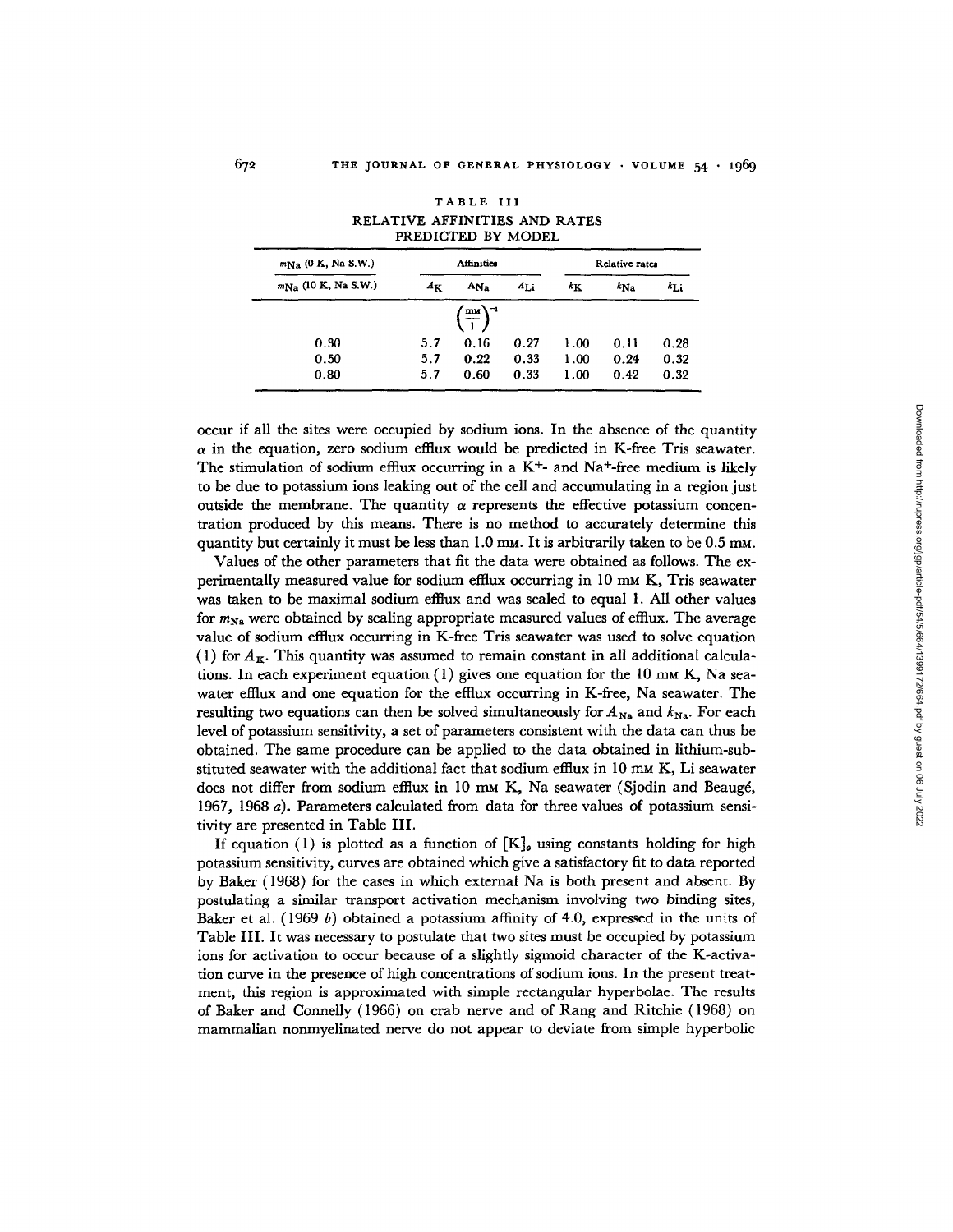TABLE III

RELATIVE AFFINITIES AND RATES PREDICTED BY MODEL

| $m_{Na}$ (0 K, Na S.W.) / $m_{Na}$ (10 K, Na S.W.) | Affinities | | | Relative rates | | |
|---|---|---|---|---|---|---|
| | $A_K$ | $A_{Na}$ | $A_{Li}$ | $k_K$ | $k_{Na}$ | $k_{Li}$ |
| | | $\left(\frac{\text{mM}}{1}\right)^{-1}$ | | | | |
| 0.30 | 5.7 | 0.16 | 0.27 | 1.00 | 0.11 | 0.28 |
| 0.50 | 5.7 | 0.22 | 0.33 | 1.00 | 0.24 | 0.32 |
| 0.80 | 5.7 | 0.60 | 0.33 | 1.00 | 0.42 | 0.32 |

occur if all the sites were occupied by sodium ions. In the absence of the quantity $\alpha$ in the equation, zero sodium efflux would be predicted in K-free Tris seawater. The stimulation of sodium efflux occurring in a $K^+$- and $Na^+$-free medium is likely to be due to potassium ions leaking out of the cell and accumulating in a region just outside the membrane. The quantity $\alpha$ represents the effective potassium concentration produced by this means. There is no method to accurately determine this quantity but certainly it must be less than 1.0 mM. It is arbitrarily taken to be 0.5 mM.

Values of the other parameters that fit the data were obtained as follows. The experimentally measured value for sodium efflux occurring in 10 mM K, Tris seawater was taken to be maximal sodium efflux and was scaled to equal 1. All other values for $m_{Na}$ were obtained by scaling appropriate measured values of efflux. The average value of sodium efflux occurring in K-free Tris seawater was used to solve equation (1) for $A_K$. This quantity was assumed to remain constant in all additional calculations. In each experiment equation (1) gives one equation for the 10 mM K, Na seawater efflux and one equation for the efflux occurring in K-free, Na seawater. The resulting two equations can then be solved simultaneously for $A_{Na}$ and $k_{Na}$. For each level of potassium sensitivity, a set of parameters consistent with the data can thus be obtained. The same procedure can be applied to the data obtained in lithium-substituted seawater with the additional fact that sodium efflux in 10 mM K, Li seawater does not differ from sodium efflux in 10 mM K, Na seawater (Sjodin and Beaugé, 1967, 1968 *a*). Parameters calculated from data for three values of potassium sensitivity are presented in Table III.

If equation (1) is plotted as a function of $[K]_o$ using constants holding for high potassium sensitivity, curves are obtained which give a satisfactory fit to data reported by Baker (1968) for the cases in which external Na is both present and absent. By postulating a similar transport activation mechanism involving two binding sites, Baker et al. (1969 *b*) obtained a potassium affinity of 4.0, expressed in the units of Table III. It was necessary to postulate that two sites must be occupied by potassium ions for activation to occur because of a slightly sigmoid character of the K-activation curve in the presence of high concentrations of sodium ions. In the present treatment, this region is approximated with simple rectangular hyperbolae. The results of Baker and Connelly (1966) on crab nerve and of Rang and Ritchie (1968) on mammalian nonmyelinated nerve do not appear to deviate from simple hyperbolic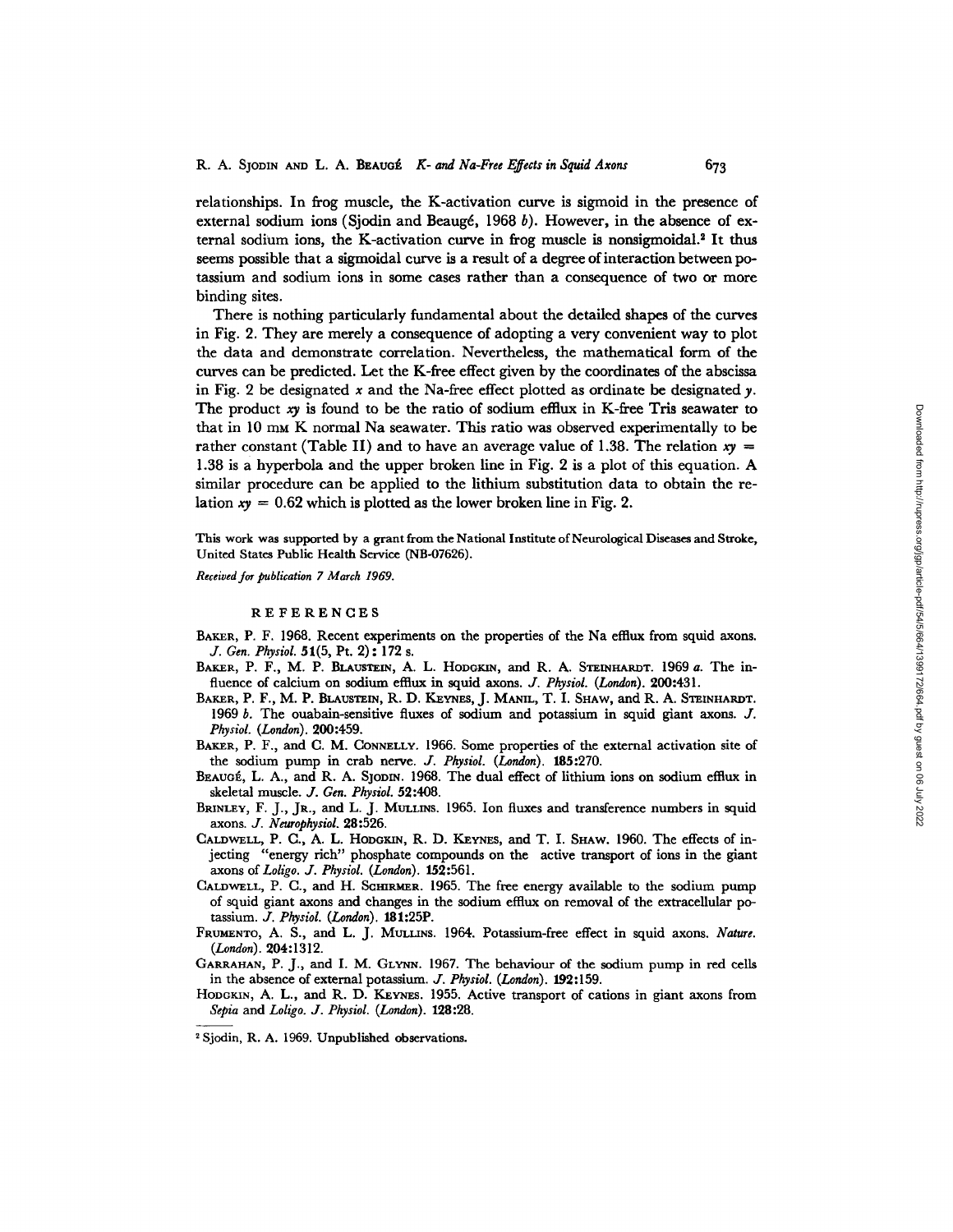relationships. In frog muscle, the K-activation curve is sigmoid in the presence of external sodium ions (Sjodin and Beaugé, 1968 *b*). However, in the absence of external sodium ions, the K-activation curve in frog muscle is nonsigmoidal.[2] It thus seems possible that a sigmoidal curve is a result of a degree of interaction between potassium and sodium ions in some cases rather than a consequence of two or more binding sites.

There is nothing particularly fundamental about the detailed shapes of the curves in Fig. 2. They are merely a consequence of adopting a very convenient way to plot the data and demonstrate correlation. Nevertheless, the mathematical form of the curves can be predicted. Let the K-free effect given by the coordinates of the abscissa in Fig. 2 be designated $x$ and the Na-free effect plotted as ordinate be designated $y$. The product $xy$ is found to be the ratio of sodium efflux in K-free Tris seawater to that in 10 mM K normal Na seawater. This ratio was observed experimentally to be rather constant (Table II) and to have an average value of 1.38. The relation $xy = 1.38$ is a hyperbola and the upper broken line in Fig. 2 is a plot of this equation. A similar procedure can be applied to the lithium substitution data to obtain the relation $xy = 0.62$ which is plotted as the lower broken line in Fig. 2.

This work was supported by a grant from the National Institute of Neurological Diseases and Stroke, United States Public Health Service (NB-07626).

*Received for publication 7 March 1969.*

## REFERENCES

Baker, P. F. 1968. Recent experiments on the properties of the Na efflux from squid axons. *J. Gen. Physiol.* **51**(5, Pt. 2): 172 s.

Baker, P. F., M. P. Blaustein, A. L. Hodgkin, and R. A. Steinhardt. 1969 *a*. The influence of calcium on sodium efflux in squid axons. *J. Physiol. (London).* **200**:431.

Baker, P. F., M. P. Blaustein, R. D. Keynes, J. Manil, T. I. Shaw, and R. A. Steinhardt. 1969 *b*. The ouabain-sensitive fluxes of sodium and potassium in squid giant axons. *J. Physiol. (London).* **200**:459.

Baker, P. F., and C. M. Connelly. 1966. Some properties of the external activation site of the sodium pump in crab nerve. *J. Physiol. (London).* **185**:270.

Beaugé, L. A., and R. A. Sjodin. 1968. The dual effect of lithium ions on sodium efflux in skeletal muscle. *J. Gen. Physiol.* **52**:408.

Brinley, F. J., Jr., and L. J. Mullins. 1965. Ion fluxes and transference numbers in squid axons. *J. Neurophysiol.* **28**:526.

Caldwell, P. C., A. L. Hodgkin, R. D. Keynes, and T. I. Shaw. 1960. The effects of injecting "energy rich" phosphate compounds on the active transport of ions in the giant axons of *Loligo*. *J. Physiol. (London).* **152**:561.

Caldwell, P. C., and H. Schirmer. 1965. The free energy available to the sodium pump of squid giant axons and changes in the sodium efflux on removal of the extracellular potassium. *J. Physiol. (London).* **181**:25P.

Frumento, A. S., and L. J. Mullins. 1964. Potassium-free effect in squid axons. *Nature. (London).* **204**:1312.

Garrahan, P. J., and I. M. Glynn. 1967. The behaviour of the sodium pump in red cells in the absence of external potassium. *J. Physiol. (London).* **192**:159.

Hodgkin, A. L., and R. D. Keynes. 1955. Active transport of cations in giant axons from *Sepia* and *Loligo*. *J. Physiol. (London).* **128**:28.

[2] Sjodin, R. A. 1969. Unpublished observations.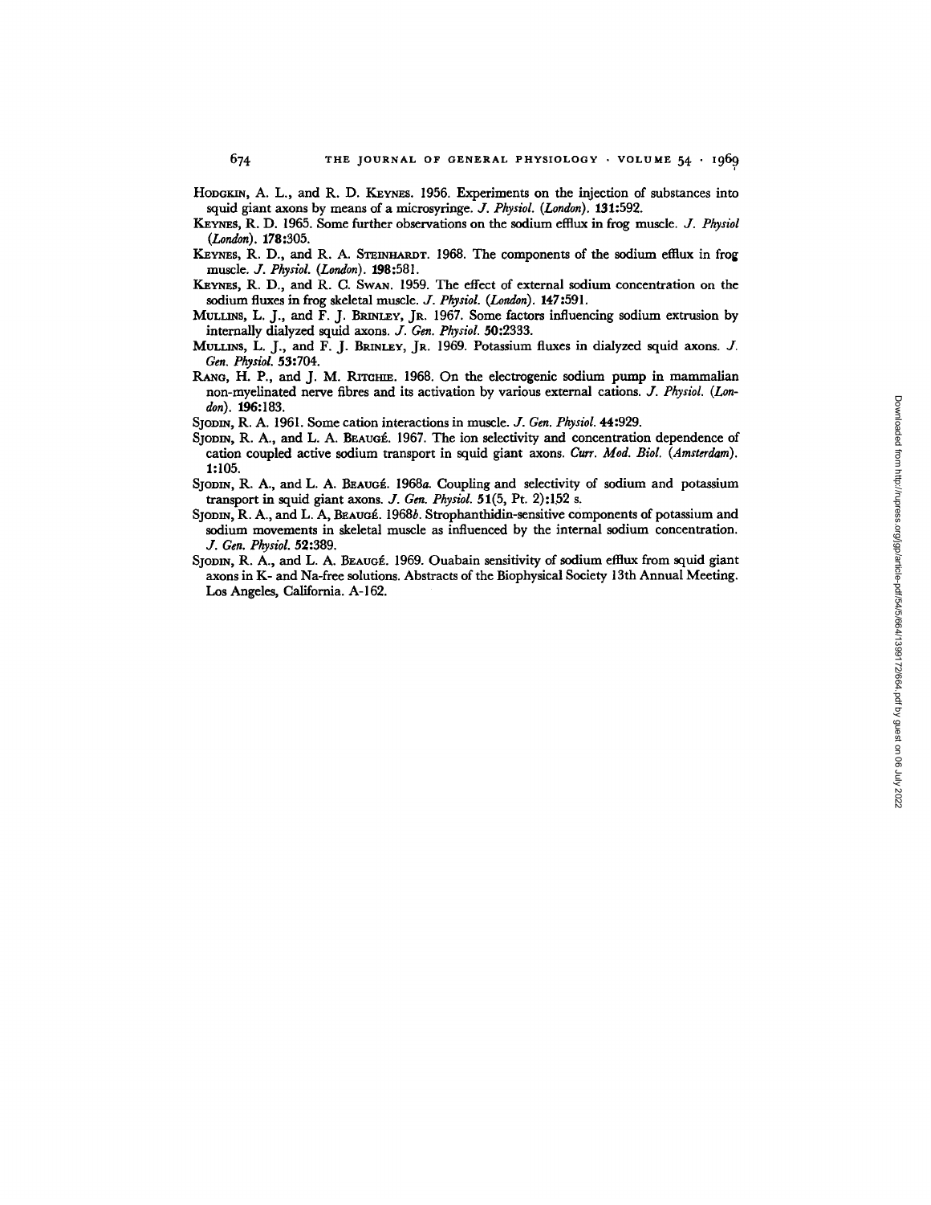HODGKIN, A. L., and R. D. KEYNES. 1956. Experiments on the injection of substances into squid giant axons by means of a microsyringe. *J. Physiol. (London)*. **131**:592.

KEYNES, R. D. 1965. Some further observations on the sodium efflux in frog muscle. *J. Physiol (London)*. **178**:305.

KEYNES, R. D., and R. A. STEINHARDT. 1968. The components of the sodium efflux in frog muscle. *J. Physiol. (London)*. **198**:581.

KEYNES, R. D., and R. C. SWAN. 1959. The effect of external sodium concentration on the sodium fluxes in frog skeletal muscle. *J. Physiol. (London)*. **147**:591.

MULLINS, L. J., and F. J. BRINLEY, JR. 1967. Some factors influencing sodium extrusion by internally dialyzed squid axons. *J. Gen. Physiol.* **50**:2333.

MULLINS, L. J., and F. J. BRINLEY, JR. 1969. Potassium fluxes in dialyzed squid axons. *J. Gen. Physiol.* **53**:704.

RANG, H. P., and J. M. RITCHIE. 1968. On the electrogenic sodium pump in mammalian non-myelinated nerve fibres and its activation by various external cations. *J. Physiol. (London)*. **196**:183.

SJODIN, R. A. 1961. Some cation interactions in muscle. *J. Gen. Physiol.* **44**:929.

SJODIN, R. A., and L. A. BEAUGÉ. 1967. The ion selectivity and concentration dependence of cation coupled active sodium transport in squid giant axons. *Curr. Mod. Biol. (Amsterdam)*. **1**:105.

SJODIN, R. A., and L. A. BEAUGÉ. 1968*a*. Coupling and selectivity of sodium and potassium transport in squid giant axons. *J. Gen. Physiol.* **51**(5, Pt. 2):152 s.

SJODIN, R. A., and L. A. BEAUGÉ. 1968*b*. Strophanthidin-sensitive components of potassium and sodium movements in skeletal muscle as influenced by the internal sodium concentration. *J. Gen. Physiol.* **52**:389.

SJODIN, R. A., and L. A. BEAUGÉ. 1969. Ouabain sensitivity of sodium efflux from squid giant axons in K- and Na-free solutions. Abstracts of the Biophysical Society 13th Annual Meeting. Los Angeles, California. A-162.